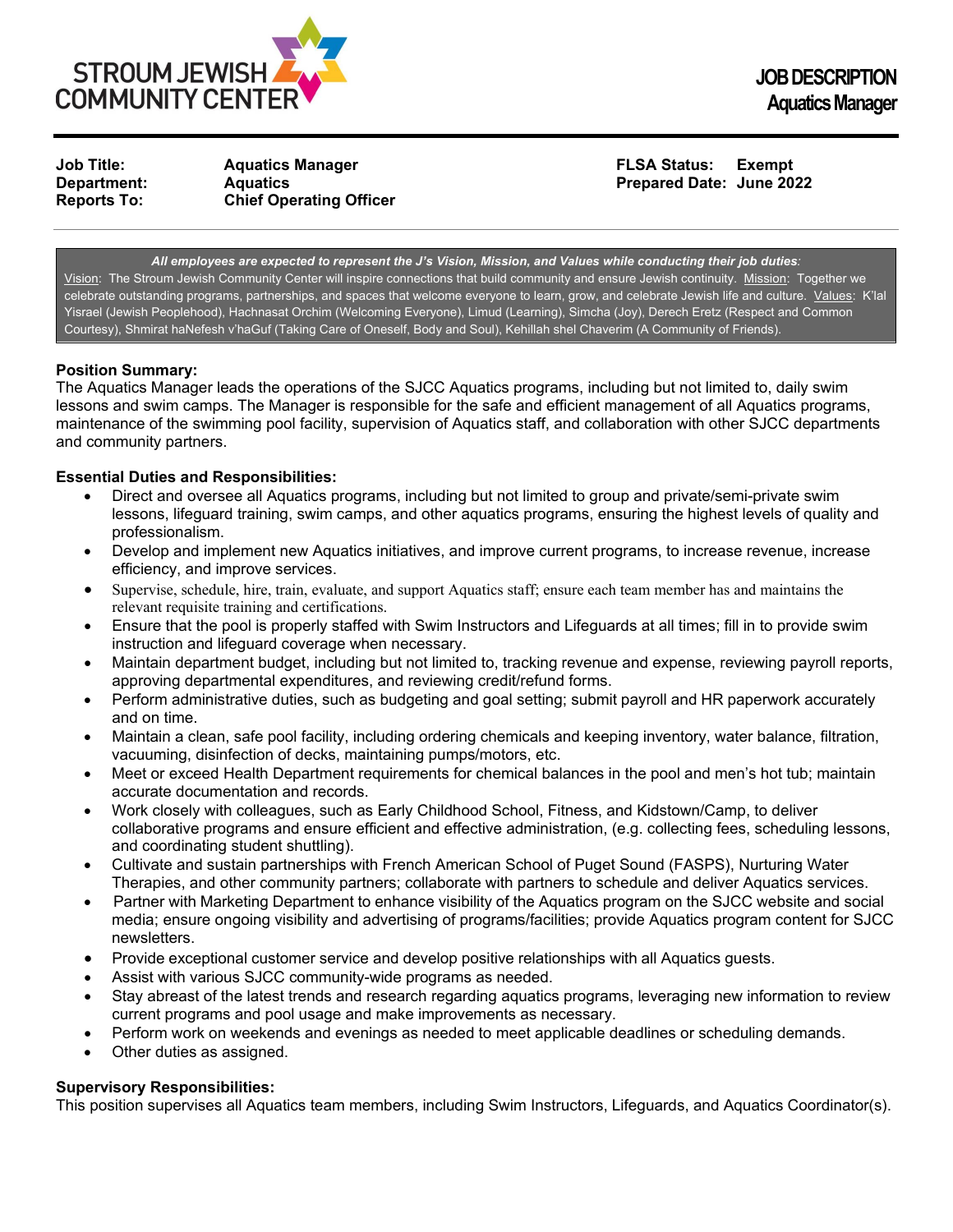STROUM JEWISH COMMUNITY CENTER

# JOB DESCRIPTION
## Aquatics Manager

| | | | |
|---|---|---|---|
| **Job Title:** | **Aquatics Manager** | **FLSA Status:** | **Exempt** |
| **Department:** | **Aquatics** | **Prepared Date:** | **June 2022** |
| **Reports To:** | **Chief Operating Officer** | | |

***All employees are expected to represent the J's Vision, Mission, and Values while conducting their job duties:***
Vision: The Stroum Jewish Community Center will inspire connections that build community and ensure Jewish continuity. Mission: Together we celebrate outstanding programs, partnerships, and spaces that welcome everyone to learn, grow, and celebrate Jewish life and culture. Values: K'lal Yisrael (Jewish Peoplehood), Hachnasat Orchim (Welcoming Everyone), Limud (Learning), Simcha (Joy), Derech Eretz (Respect and Common Courtesy), Shmirat haNefesh v'haGuf (Taking Care of Oneself, Body and Soul), Kehillah shel Chaverim (A Community of Friends).

**Position Summary:**
The Aquatics Manager leads the operations of the SJCC Aquatics programs, including but not limited to, daily swim lessons and swim camps. The Manager is responsible for the safe and efficient management of all Aquatics programs, maintenance of the swimming pool facility, supervision of Aquatics staff, and collaboration with other SJCC departments and community partners.

**Essential Duties and Responsibilities:**

- Direct and oversee all Aquatics programs, including but not limited to group and private/semi-private swim lessons, lifeguard training, swim camps, and other aquatics programs, ensuring the highest levels of quality and professionalism.
- Develop and implement new Aquatics initiatives, and improve current programs, to increase revenue, increase efficiency, and improve services.
- Supervise, schedule, hire, train, evaluate, and support Aquatics staff; ensure each team member has and maintains the relevant requisite training and certifications.
- Ensure that the pool is properly staffed with Swim Instructors and Lifeguards at all times; fill in to provide swim instruction and lifeguard coverage when necessary.
- Maintain department budget, including but not limited to, tracking revenue and expense, reviewing payroll reports, approving departmental expenditures, and reviewing credit/refund forms.
- Perform administrative duties, such as budgeting and goal setting; submit payroll and HR paperwork accurately and on time.
- Maintain a clean, safe pool facility, including ordering chemicals and keeping inventory, water balance, filtration, vacuuming, disinfection of decks, maintaining pumps/motors, etc.
- Meet or exceed Health Department requirements for chemical balances in the pool and men's hot tub; maintain accurate documentation and records.
- Work closely with colleagues, such as Early Childhood School, Fitness, and Kidstown/Camp, to deliver collaborative programs and ensure efficient and effective administration, (e.g. collecting fees, scheduling lessons, and coordinating student shuttling).
- Cultivate and sustain partnerships with French American School of Puget Sound (FASPS), Nurturing Water Therapies, and other community partners; collaborate with partners to schedule and deliver Aquatics services.
- Partner with Marketing Department to enhance visibility of the Aquatics program on the SJCC website and social media; ensure ongoing visibility and advertising of programs/facilities; provide Aquatics program content for SJCC newsletters.
- Provide exceptional customer service and develop positive relationships with all Aquatics guests.
- Assist with various SJCC community-wide programs as needed.
- Stay abreast of the latest trends and research regarding aquatics programs, leveraging new information to review current programs and pool usage and make improvements as necessary.
- Perform work on weekends and evenings as needed to meet applicable deadlines or scheduling demands.
- Other duties as assigned.

**Supervisory Responsibilities:**
This position supervises all Aquatics team members, including Swim Instructors, Lifeguards, and Aquatics Coordinator(s).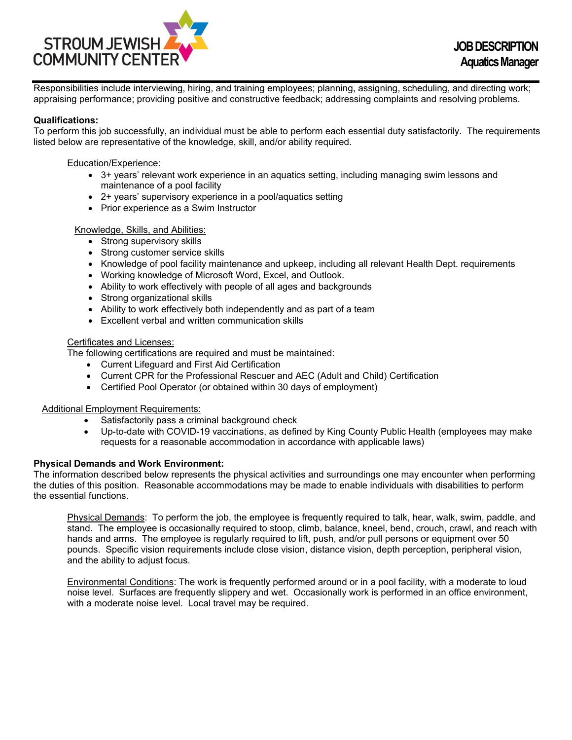Responsibilities include interviewing, hiring, and training employees; planning, assigning, scheduling, and directing work; appraising performance; providing positive and constructive feedback; addressing complaints and resolving problems.

**Qualifications:**

To perform this job successfully, an individual must be able to perform each essential duty satisfactorily. The requirements listed below are representative of the knowledge, skill, and/or ability required.

Education/Experience:

- 3+ years' relevant work experience in an aquatics setting, including managing swim lessons and maintenance of a pool facility
- 2+ years' supervisory experience in a pool/aquatics setting
- Prior experience as a Swim Instructor

Knowledge, Skills, and Abilities:

- Strong supervisory skills
- Strong customer service skills
- Knowledge of pool facility maintenance and upkeep, including all relevant Health Dept. requirements
- Working knowledge of Microsoft Word, Excel, and Outlook.
- Ability to work effectively with people of all ages and backgrounds
- Strong organizational skills
- Ability to work effectively both independently and as part of a team
- Excellent verbal and written communication skills

Certificates and Licenses:

The following certifications are required and must be maintained:

- Current Lifeguard and First Aid Certification
- Current CPR for the Professional Rescuer and AEC (Adult and Child) Certification
- Certified Pool Operator (or obtained within 30 days of employment)

Additional Employment Requirements:

- Satisfactorily pass a criminal background check
- Up-to-date with COVID-19 vaccinations, as defined by King County Public Health (employees may make requests for a reasonable accommodation in accordance with applicable laws)

**Physical Demands and Work Environment:**

The information described below represents the physical activities and surroundings one may encounter when performing the duties of this position. Reasonable accommodations may be made to enable individuals with disabilities to perform the essential functions.

Physical Demands: To perform the job, the employee is frequently required to talk, hear, walk, swim, paddle, and stand. The employee is occasionally required to stoop, climb, balance, kneel, bend, crouch, crawl, and reach with hands and arms. The employee is regularly required to lift, push, and/or pull persons or equipment over 50 pounds. Specific vision requirements include close vision, distance vision, depth perception, peripheral vision, and the ability to adjust focus.

Environmental Conditions: The work is frequently performed around or in a pool facility, with a moderate to loud noise level. Surfaces are frequently slippery and wet. Occasionally work is performed in an office environment, with a moderate noise level. Local travel may be required.